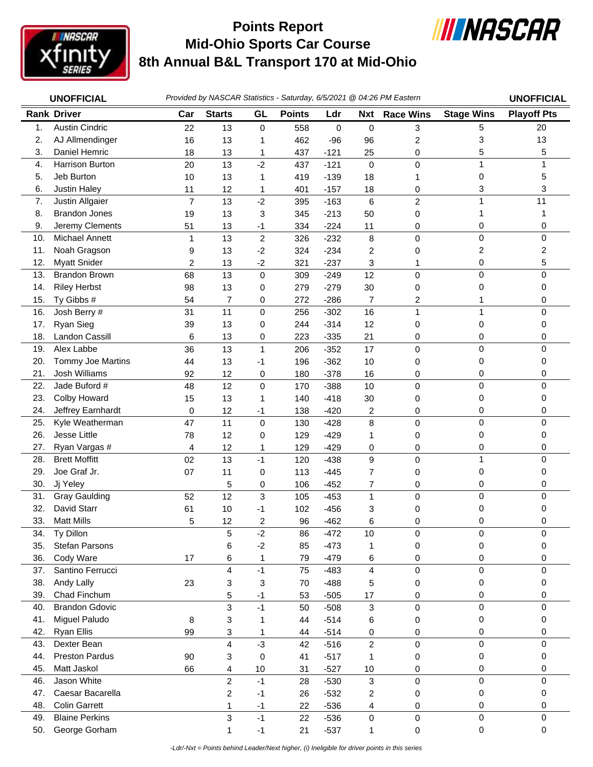# Points Report
# Mid-Ohio Sports Car Course
# 8th Annual B&L Transport 170 at Mid-Ohio

**UNOFFICIAL** *Provided by NASCAR Statistics - Saturday, 6/5/2021 @ 04:26 PM Eastern* **UNOFFICIAL**

| Rank | Driver | Car | Starts | GL | Points | Ldr | Nxt | Race Wins | Stage Wins | Playoff Pts |
|---|---|---|---|---|---|---|---|---|---|---|
| 1. | Austin Cindric | 22 | 13 | 0 | 558 | 0 | 0 | 3 | 5 | 20 |
| 2. | AJ Allmendinger | 16 | 13 | 1 | 462 | -96 | 96 | 2 | 3 | 13 |
| 3. | Daniel Hemric | 18 | 13 | 1 | 437 | -121 | 25 | 0 | 5 | 5 |
| 4. | Harrison Burton | 20 | 13 | -2 | 437 | -121 | 0 | 0 | 1 | 1 |
| 5. | Jeb Burton | 10 | 13 | 1 | 419 | -139 | 18 | 1 | 0 | 5 |
| 6. | Justin Haley | 11 | 12 | 1 | 401 | -157 | 18 | 0 | 3 | 3 |
| 7. | Justin Allgaier | 7 | 13 | -2 | 395 | -163 | 6 | 2 | 1 | 11 |
| 8. | Brandon Jones | 19 | 13 | 3 | 345 | -213 | 50 | 0 | 1 | 1 |
| 9. | Jeremy Clements | 51 | 13 | -1 | 334 | -224 | 11 | 0 | 0 | 0 |
| 10. | Michael Annett | 1 | 13 | 2 | 326 | -232 | 8 | 0 | 0 | 0 |
| 11. | Noah Gragson | 9 | 13 | -2 | 324 | -234 | 2 | 0 | 2 | 2 |
| 12. | Myatt Snider | 2 | 13 | -2 | 321 | -237 | 3 | 1 | 0 | 5 |
| 13. | Brandon Brown | 68 | 13 | 0 | 309 | -249 | 12 | 0 | 0 | 0 |
| 14. | Riley Herbst | 98 | 13 | 0 | 279 | -279 | 30 | 0 | 0 | 0 |
| 15. | Ty Gibbs # | 54 | 7 | 0 | 272 | -286 | 7 | 2 | 1 | 0 |
| 16. | Josh Berry # | 31 | 11 | 0 | 256 | -302 | 16 | 1 | 1 | 0 |
| 17. | Ryan Sieg | 39 | 13 | 0 | 244 | -314 | 12 | 0 | 0 | 0 |
| 18. | Landon Cassill | 6 | 13 | 0 | 223 | -335 | 21 | 0 | 0 | 0 |
| 19. | Alex Labbe | 36 | 13 | 1 | 206 | -352 | 17 | 0 | 0 | 0 |
| 20. | Tommy Joe Martins | 44 | 13 | -1 | 196 | -362 | 10 | 0 | 0 | 0 |
| 21. | Josh Williams | 92 | 12 | 0 | 180 | -378 | 16 | 0 | 0 | 0 |
| 22. | Jade Buford # | 48 | 12 | 0 | 170 | -388 | 10 | 0 | 0 | 0 |
| 23. | Colby Howard | 15 | 13 | 1 | 140 | -418 | 30 | 0 | 0 | 0 |
| 24. | Jeffrey Earnhardt | 0 | 12 | -1 | 138 | -420 | 2 | 0 | 0 | 0 |
| 25. | Kyle Weatherman | 47 | 11 | 0 | 130 | -428 | 8 | 0 | 0 | 0 |
| 26. | Jesse Little | 78 | 12 | 0 | 129 | -429 | 1 | 0 | 0 | 0 |
| 27. | Ryan Vargas # | 4 | 12 | 1 | 129 | -429 | 0 | 0 | 0 | 0 |
| 28. | Brett Moffitt | 02 | 13 | -1 | 120 | -438 | 9 | 0 | 1 | 0 |
| 29. | Joe Graf Jr. | 07 | 11 | 0 | 113 | -445 | 7 | 0 | 0 | 0 |
| 30. | Jj Yeley | | 5 | 0 | 106 | -452 | 7 | 0 | 0 | 0 |
| 31. | Gray Gaulding | 52 | 12 | 3 | 105 | -453 | 1 | 0 | 0 | 0 |
| 32. | David Starr | 61 | 10 | -1 | 102 | -456 | 3 | 0 | 0 | 0 |
| 33. | Matt Mills | 5 | 12 | 2 | 96 | -462 | 6 | 0 | 0 | 0 |
| 34. | Ty Dillon | | 5 | -2 | 86 | -472 | 10 | 0 | 0 | 0 |
| 35. | Stefan Parsons | | 6 | -2 | 85 | -473 | 1 | 0 | 0 | 0 |
| 36. | Cody Ware | 17 | 6 | 1 | 79 | -479 | 6 | 0 | 0 | 0 |
| 37. | Santino Ferrucci | | 4 | -1 | 75 | -483 | 4 | 0 | 0 | 0 |
| 38. | Andy Lally | 23 | 3 | 3 | 70 | -488 | 5 | 0 | 0 | 0 |
| 39. | Chad Finchum | | 5 | -1 | 53 | -505 | 17 | 0 | 0 | 0 |
| 40. | Brandon Gdovic | | 3 | -1 | 50 | -508 | 3 | 0 | 0 | 0 |
| 41. | Miguel Paludo | 8 | 3 | 1 | 44 | -514 | 6 | 0 | 0 | 0 |
| 42. | Ryan Ellis | 99 | 3 | 1 | 44 | -514 | 0 | 0 | 0 | 0 |
| 43. | Dexter Bean | | 4 | -3 | 42 | -516 | 2 | 0 | 0 | 0 |
| 44. | Preston Pardus | 90 | 3 | 0 | 41 | -517 | 1 | 0 | 0 | 0 |
| 45. | Matt Jaskol | 66 | 4 | 10 | 31 | -527 | 10 | 0 | 0 | 0 |
| 46. | Jason White | | 2 | -1 | 28 | -530 | 3 | 0 | 0 | 0 |
| 47. | Caesar Bacarella | | 2 | -1 | 26 | -532 | 2 | 0 | 0 | 0 |
| 48. | Colin Garrett | | 1 | -1 | 22 | -536 | 4 | 0 | 0 | 0 |
| 49. | Blaine Perkins | | 3 | -1 | 22 | -536 | 0 | 0 | 0 | 0 |
| 50. | George Gorham | | 1 | -1 | 21 | -537 | 1 | 0 | 0 | 0 |

*-Ldr/-Nxt = Points behind Leader/Next higher, (i) Ineligible for driver points in this series*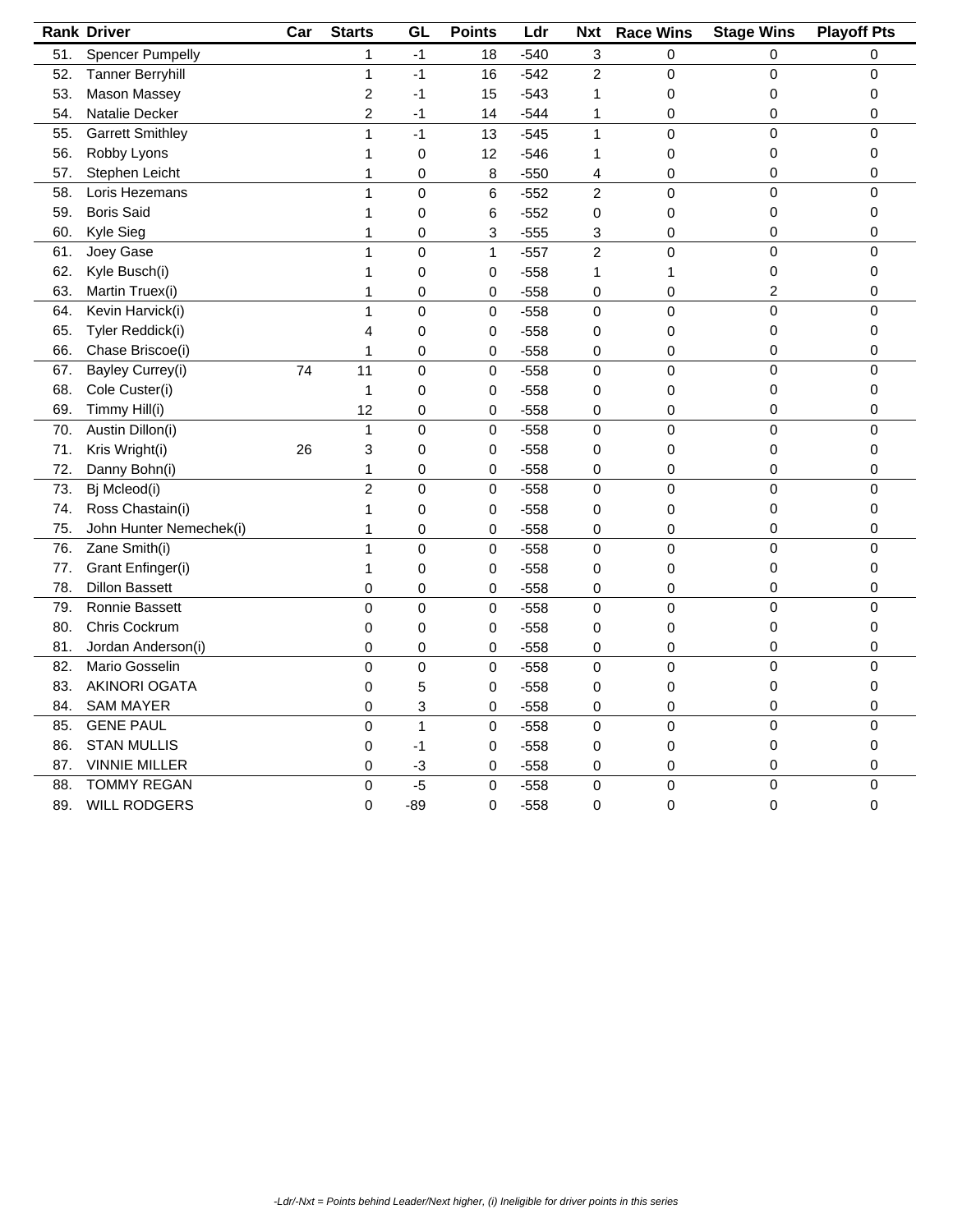| Rank | Driver | Car | Starts | GL | Points | Ldr | Nxt | Race Wins | Stage Wins | Playoff Pts |
|---|---|---|---|---|---|---|---|---|---|---|
| 51. | Spencer Pumpelly | | 1 | -1 | 18 | -540 | 3 | 0 | 0 | 0 |
| 52. | Tanner Berryhill | | 1 | -1 | 16 | -542 | 2 | 0 | 0 | 0 |
| 53. | Mason Massey | | 2 | -1 | 15 | -543 | 1 | 0 | 0 | 0 |
| 54. | Natalie Decker | | 2 | -1 | 14 | -544 | 1 | 0 | 0 | 0 |
| 55. | Garrett Smithley | | 1 | -1 | 13 | -545 | 1 | 0 | 0 | 0 |
| 56. | Robby Lyons | | 1 | 0 | 12 | -546 | 1 | 0 | 0 | 0 |
| 57. | Stephen Leicht | | 1 | 0 | 8 | -550 | 4 | 0 | 0 | 0 |
| 58. | Loris Hezemans | | 1 | 0 | 6 | -552 | 2 | 0 | 0 | 0 |
| 59. | Boris Said | | 1 | 0 | 6 | -552 | 0 | 0 | 0 | 0 |
| 60. | Kyle Sieg | | 1 | 0 | 3 | -555 | 3 | 0 | 0 | 0 |
| 61. | Joey Gase | | 1 | 0 | 1 | -557 | 2 | 0 | 0 | 0 |
| 62. | Kyle Busch(i) | | 1 | 0 | 0 | -558 | 1 | 1 | 0 | 0 |
| 63. | Martin Truex(i) | | 1 | 0 | 0 | -558 | 0 | 0 | 2 | 0 |
| 64. | Kevin Harvick(i) | | 1 | 0 | 0 | -558 | 0 | 0 | 0 | 0 |
| 65. | Tyler Reddick(i) | | 4 | 0 | 0 | -558 | 0 | 0 | 0 | 0 |
| 66. | Chase Briscoe(i) | | 1 | 0 | 0 | -558 | 0 | 0 | 0 | 0 |
| 67. | Bayley Currey(i) | 74 | 11 | 0 | 0 | -558 | 0 | 0 | 0 | 0 |
| 68. | Cole Custer(i) | | 1 | 0 | 0 | -558 | 0 | 0 | 0 | 0 |
| 69. | Timmy Hill(i) | | 12 | 0 | 0 | -558 | 0 | 0 | 0 | 0 |
| 70. | Austin Dillon(i) | | 1 | 0 | 0 | -558 | 0 | 0 | 0 | 0 |
| 71. | Kris Wright(i) | 26 | 3 | 0 | 0 | -558 | 0 | 0 | 0 | 0 |
| 72. | Danny Bohn(i) | | 1 | 0 | 0 | -558 | 0 | 0 | 0 | 0 |
| 73. | Bj Mcleod(i) | | 2 | 0 | 0 | -558 | 0 | 0 | 0 | 0 |
| 74. | Ross Chastain(i) | | 1 | 0 | 0 | -558 | 0 | 0 | 0 | 0 |
| 75. | John Hunter Nemechek(i) | | 1 | 0 | 0 | -558 | 0 | 0 | 0 | 0 |
| 76. | Zane Smith(i) | | 1 | 0 | 0 | -558 | 0 | 0 | 0 | 0 |
| 77. | Grant Enfinger(i) | | 1 | 0 | 0 | -558 | 0 | 0 | 0 | 0 |
| 78. | Dillon Bassett | | 0 | 0 | 0 | -558 | 0 | 0 | 0 | 0 |
| 79. | Ronnie Bassett | | 0 | 0 | 0 | -558 | 0 | 0 | 0 | 0 |
| 80. | Chris Cockrum | | 0 | 0 | 0 | -558 | 0 | 0 | 0 | 0 |
| 81. | Jordan Anderson(i) | | 0 | 0 | 0 | -558 | 0 | 0 | 0 | 0 |
| 82. | Mario Gosselin | | 0 | 0 | 0 | -558 | 0 | 0 | 0 | 0 |
| 83. | AKINORI OGATA | | 0 | 5 | 0 | -558 | 0 | 0 | 0 | 0 |
| 84. | SAM MAYER | | 0 | 3 | 0 | -558 | 0 | 0 | 0 | 0 |
| 85. | GENE PAUL | | 0 | 1 | 0 | -558 | 0 | 0 | 0 | 0 |
| 86. | STAN MULLIS | | 0 | -1 | 0 | -558 | 0 | 0 | 0 | 0 |
| 87. | VINNIE MILLER | | 0 | -3 | 0 | -558 | 0 | 0 | 0 | 0 |
| 88. | TOMMY REGAN | | 0 | -5 | 0 | -558 | 0 | 0 | 0 | 0 |
| 89. | WILL RODGERS | | 0 | -89 | 0 | -558 | 0 | 0 | 0 | 0 |

*-Ldr/-Nxt = Points behind Leader/Next higher, (i) Ineligible for driver points in this series*